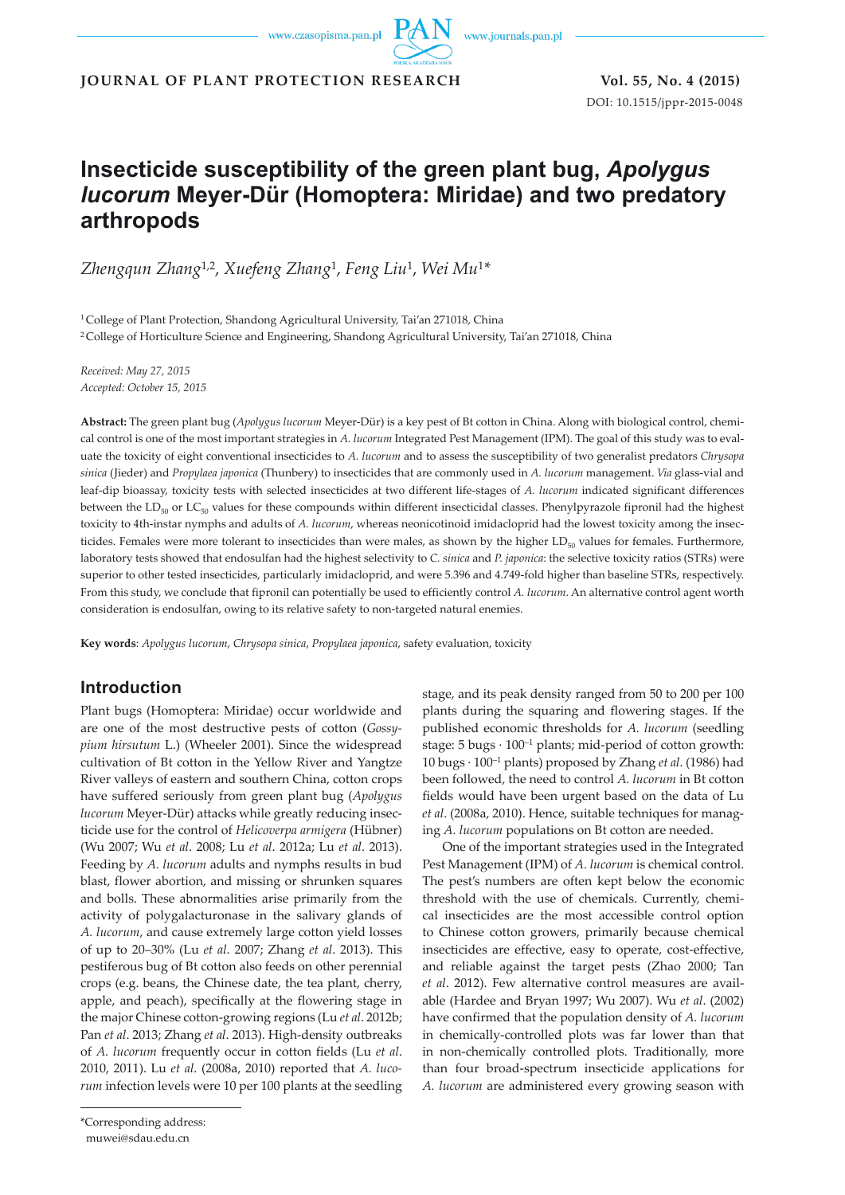# Insecticide susceptibility of the green plant bug, *Apolygus lucorum* Meyer-Dür (Homoptera: Miridae) and two predatory arthropods

*Zhengqun Zhang*[1,2], *Xuefeng Zhang*[1], *Feng Liu*[1], *Wei Mu*[1]*

[1] College of Plant Protection, Shandong Agricultural University, Tai'an 271018, China

[2] College of Horticulture Science and Engineering, Shandong Agricultural University, Tai'an 271018, China

*Received: May 27, 2015*
*Accepted: October 15, 2015*

**Abstract:** The green plant bug (*Apolygus lucorum* Meyer-Dür) is a key pest of Bt cotton in China. Along with biological control, chemical control is one of the most important strategies in *A. lucorum* Integrated Pest Management (IPM). The goal of this study was to evaluate the toxicity of eight conventional insecticides to *A. lucorum* and to assess the susceptibility of two generalist predators *Chrysopa sinica* (Jieder) and *Propylaea japonica* (Thunbery) to insecticides that are commonly used in *A. lucorum* management. *Via* glass-vial and leaf-dip bioassay, toxicity tests with selected insecticides at two different life-stages of *A. lucorum* indicated significant differences between the $LD_{50}$ or $LC_{50}$ values for these compounds within different insecticidal classes. Phenylpyrazole fipronil had the highest toxicity to 4th-instar nymphs and adults of *A. lucorum*, whereas neonicotinoid imidacloprid had the lowest toxicity among the insecticides. Females were more tolerant to insecticides than were males, as shown by the higher $LD_{50}$ values for females. Furthermore, laboratory tests showed that endosulfan had the highest selectivity to *C. sinica* and *P. japonica*: the selective toxicity ratios (STRs) were superior to other tested insecticides, particularly imidacloprid, and were 5.396 and 4.749-fold higher than baseline STRs, respectively. From this study, we conclude that fipronil can potentially be used to efficiently control *A. lucorum*. An alternative control agent worth consideration is endosulfan, owing to its relative safety to non-targeted natural enemies.

**Key words**: *Apolygus lucorum*, *Chrysopa sinica*, *Propylaea japonica*, safety evaluation, toxicity

## Introduction

Plant bugs (Homoptera: Miridae) occur worldwide and are one of the most destructive pests of cotton (*Gossypium hirsutum* L.) (Wheeler 2001). Since the widespread cultivation of Bt cotton in the Yellow River and Yangtze River valleys of eastern and southern China, cotton crops have suffered seriously from green plant bug (*Apolygus lucorum* Meyer-Dür) attacks while greatly reducing insecticide use for the control of *Helicoverpa armigera* (Hübner) (Wu 2007; Wu *et al*. 2008; Lu *et al*. 2012a; Lu *et al*. 2013). Feeding by *A. lucorum* adults and nymphs results in bud blast, flower abortion, and missing or shrunken squares and bolls. These abnormalities arise primarily from the activity of polygalacturonase in the salivary glands of *A. lucorum*, and cause extremely large cotton yield losses of up to 20–30% (Lu *et al*. 2007; Zhang *et al*. 2013). This pestiferous bug of Bt cotton also feeds on other perennial crops (e.g. beans, the Chinese date, the tea plant, cherry, apple, and peach), specifically at the flowering stage in the major Chinese cotton-growing regions (Lu *et al*. 2012b; Pan *et al*. 2013; Zhang *et al*. 2013). High-density outbreaks of *A. lucorum* frequently occur in cotton fields (Lu *et al*. 2010, 2011). Lu *et al*. (2008a, 2010) reported that *A. lucorum* infection levels were 10 per 100 plants at the seedling stage, and its peak density ranged from 50 to 200 per 100 plants during the squaring and flowering stages. If the published economic thresholds for *A. lucorum* (seedling stage: 5 bugs · $100^{-1}$ plants; mid-period of cotton growth: 10 bugs · $100^{-1}$ plants) proposed by Zhang *et al*. (1986) had been followed, the need to control *A. lucorum* in Bt cotton fields would have been urgent based on the data of Lu *et al*. (2008a, 2010). Hence, suitable techniques for managing *A. lucorum* populations on Bt cotton are needed.

One of the important strategies used in the Integrated Pest Management (IPM) of *A. lucorum* is chemical control. The pest's numbers are often kept below the economic threshold with the use of chemicals. Currently, chemical insecticides are the most accessible control option to Chinese cotton growers, primarily because chemical insecticides are effective, easy to operate, cost-effective, and reliable against the target pests (Zhao 2000; Tan *et al*. 2012). Few alternative control measures are available (Hardee and Bryan 1997; Wu 2007). Wu *et al*. (2002) have confirmed that the population density of *A. lucorum* in chemically-controlled plots was far lower than that in non-chemically controlled plots. Traditionally, more than four broad-spectrum insecticide applications for *A. lucorum* are administered every growing season with

*Corresponding address:
muwei@sdau.edu.cn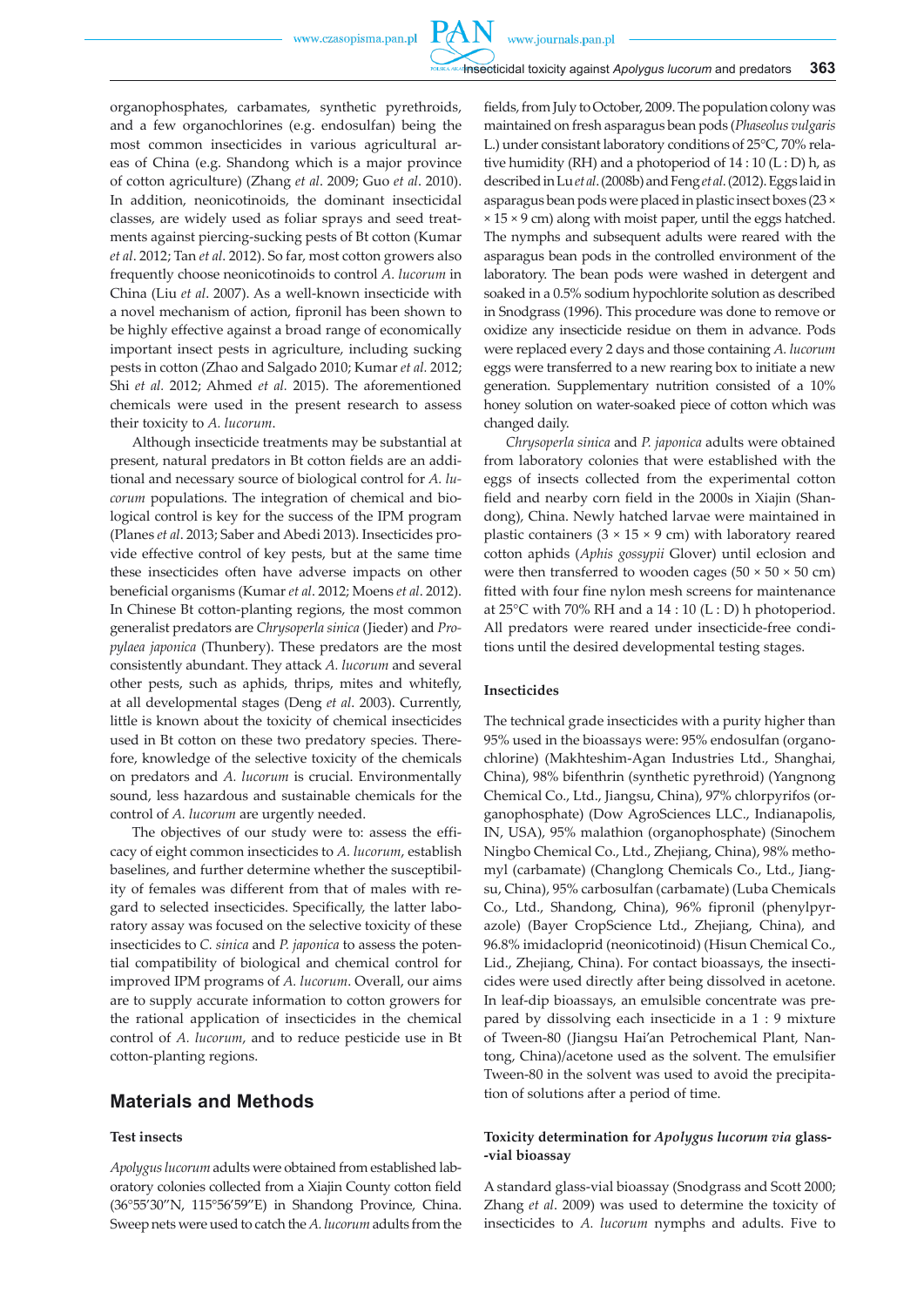organophosphates, carbamates, synthetic pyrethroids, and a few organochlorines (e.g. endosulfan) being the most common insecticides in various agricultural areas of China (e.g. Shandong which is a major province of cotton agriculture) (Zhang *et al*. 2009; Guo *et al*. 2010). In addition, neonicotinoids, the dominant insecticidal classes, are widely used as foliar sprays and seed treatments against piercing-sucking pests of Bt cotton (Kumar *et al*. 2012; Tan *et al*. 2012). So far, most cotton growers also frequently choose neonicotinoids to control *A. lucorum* in China (Liu *et al*. 2007). As a well-known insecticide with a novel mechanism of action, fipronil has been shown to be highly effective against a broad range of economically important insect pests in agriculture, including sucking pests in cotton (Zhao and Salgado 2010; Kumar *et al.* 2012; Shi *et al.* 2012; Ahmed *et al.* 2015). The aforementioned chemicals were used in the present research to assess their toxicity to *A. lucorum*.

Although insecticide treatments may be substantial at present, natural predators in Bt cotton fields are an additional and necessary source of biological control for *A. lucorum* populations. The integration of chemical and biological control is key for the success of the IPM program (Planes *et al*. 2013; Saber and Abedi 2013). Insecticides provide effective control of key pests, but at the same time these insecticides often have adverse impacts on other beneficial organisms (Kumar *et al*. 2012; Moens *et al*. 2012). In Chinese Bt cotton-planting regions, the most common generalist predators are *Chrysoperla sinica* (Jieder) and *Propylaea japonica* (Thunbery). These predators are the most consistently abundant. They attack *A. lucorum* and several other pests, such as aphids, thrips, mites and whitefly, at all developmental stages (Deng *et al*. 2003). Currently, little is known about the toxicity of chemical insecticides used in Bt cotton on these two predatory species. Therefore, knowledge of the selective toxicity of the chemicals on predators and *A. lucorum* is crucial. Environmentally sound, less hazardous and sustainable chemicals for the control of *A. lucorum* are urgently needed.

The objectives of our study were to: assess the efficacy of eight common insecticides to *A. lucorum*, establish baselines, and further determine whether the susceptibility of females was different from that of males with regard to selected insecticides. Specifically, the latter laboratory assay was focused on the selective toxicity of these insecticides to *C. sinica* and *P. japonica* to assess the potential compatibility of biological and chemical control for improved IPM programs of *A. lucorum*. Overall, our aims are to supply accurate information to cotton growers for the rational application of insecticides in the chemical control of *A. lucorum*, and to reduce pesticide use in Bt cotton-planting regions.

## Materials and Methods

### Test insects

*Apolygus lucorum* adults were obtained from established laboratory colonies collected from a Xiajin County cotton field (36°55′30″N, 115°56′59″E) in Shandong Province, China. Sweep nets were used to catch the *A. lucorum* adults from the fields, from July to October, 2009. The population colony was maintained on fresh asparagus bean pods (*Phaseolus vulgaris* L.) under consistant laboratory conditions of 25°C, 70% relative humidity (RH) and a photoperiod of 14 : 10 (L : D) h, as described in Lu *et al*. (2008b) and Feng *et al*. (2012). Eggs laid in asparagus bean pods were placed in plastic insect boxes (23 × × 15 × 9 cm) along with moist paper, until the eggs hatched. The nymphs and subsequent adults were reared with the asparagus bean pods in the controlled environment of the laboratory. The bean pods were washed in detergent and soaked in a 0.5% sodium hypochlorite solution as described in Snodgrass (1996). This procedure was done to remove or oxidize any insecticide residue on them in advance. Pods were replaced every 2 days and those containing *A. lucorum* eggs were transferred to a new rearing box to initiate a new generation. Supplementary nutrition consisted of a 10% honey solution on water-soaked piece of cotton which was changed daily.

*Chrysoperla sinica* and *P. japonica* adults were obtained from laboratory colonies that were established with the eggs of insects collected from the experimental cotton field and nearby corn field in the 2000s in Xiajin (Shandong), China. Newly hatched larvae were maintained in plastic containers (3 × 15 × 9 cm) with laboratory reared cotton aphids (*Aphis gossypii* Glover) until eclosion and were then transferred to wooden cages (50 × 50 × 50 cm) fitted with four fine nylon mesh screens for maintenance at 25°C with 70% RH and a 14 : 10 (L : D) h photoperiod. All predators were reared under insecticide-free conditions until the desired developmental testing stages.

### Insecticides

The technical grade insecticides with a purity higher than 95% used in the bioassays were: 95% endosulfan (organochlorine) (Makhteshim-Agan Industries Ltd., Shanghai, China), 98% bifenthrin (synthetic pyrethroid) (Yangnong Chemical Co., Ltd., Jiangsu, China), 97% chlorpyrifos (organophosphate) (Dow AgroSciences LLC., Indianapolis, IN, USA), 95% malathion (organophosphate) (Sinochem Ningbo Chemical Co., Ltd., Zhejiang, China), 98% methomyl (carbamate) (Changlong Chemicals Co., Ltd., Jiangsu, China), 95% carbosulfan (carbamate) (Luba Chemicals Co., Ltd., Shandong, China), 96% fipronil (phenylpyrazole) (Bayer CropScience Ltd., Zhejiang, China), and 96.8% imidacloprid (neonicotinoid) (Hisun Chemical Co., Lid., Zhejiang, China). For contact bioassays, the insecticides were used directly after being dissolved in acetone. In leaf-dip bioassays, an emulsible concentrate was prepared by dissolving each insecticide in a 1 : 9 mixture of Tween-80 (Jiangsu Hai'an Petrochemical Plant, Nantong, China)/acetone used as the solvent. The emulsifier Tween-80 in the solvent was used to avoid the precipitation of solutions after a period of time.

### Toxicity determination for *Apolygus lucorum via* glass-vial bioassay

A standard glass-vial bioassay (Snodgrass and Scott 2000; Zhang *et al*. 2009) was used to determine the toxicity of insecticides to *A. lucorum* nymphs and adults. Five to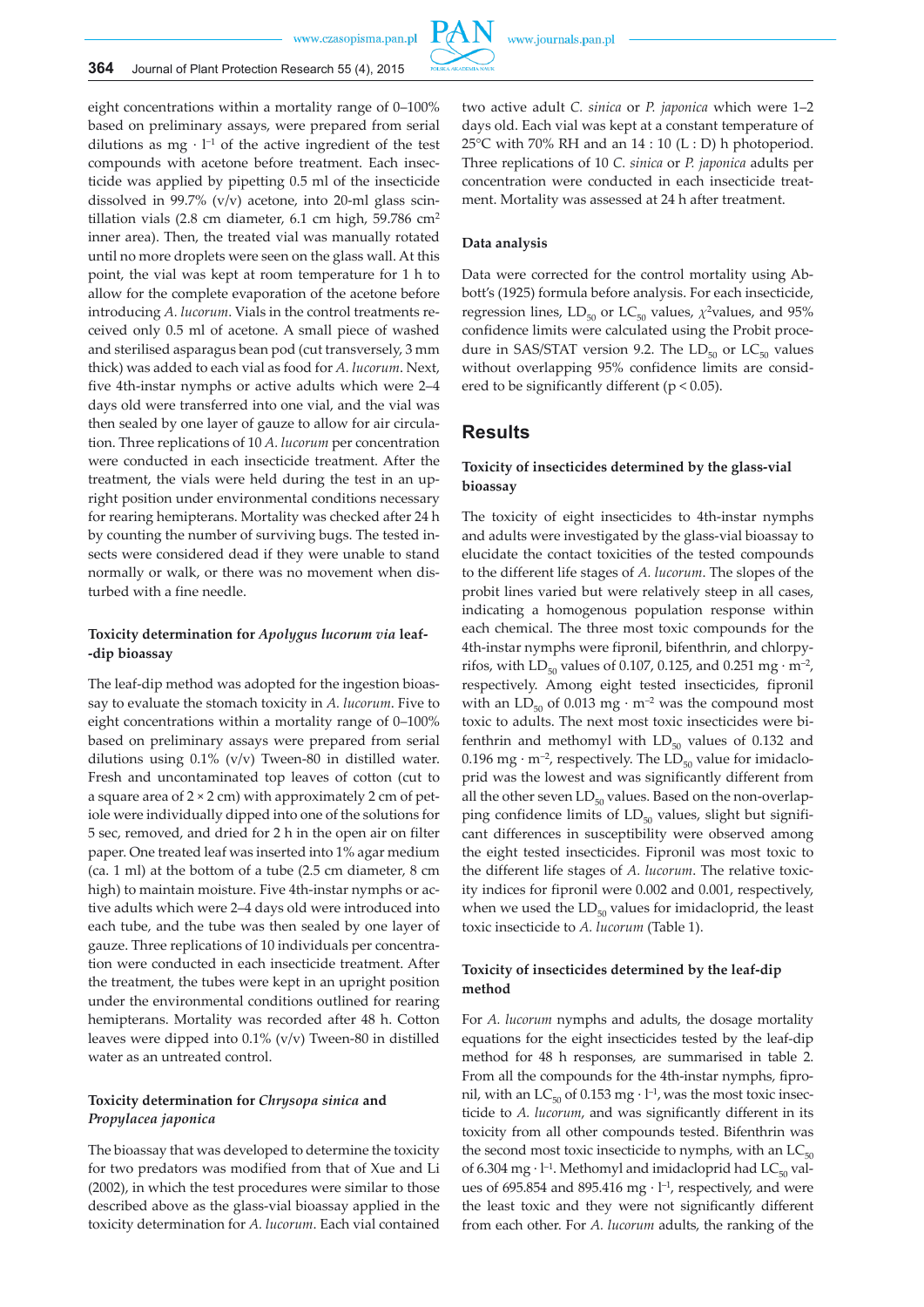eight concentrations within a mortality range of 0–100% based on preliminary assays, were prepared from serial dilutions as mg · l$^{-1}$ of the active ingredient of the test compounds with acetone before treatment. Each insecticide was applied by pipetting 0.5 ml of the insecticide dissolved in 99.7% (v/v) acetone, into 20-ml glass scintillation vials (2.8 cm diameter, 6.1 cm high, 59.786 cm$^2$ inner area). Then, the treated vial was manually rotated until no more droplets were seen on the glass wall. At this point, the vial was kept at room temperature for 1 h to allow for the complete evaporation of the acetone before introducing *A. lucorum*. Vials in the control treatments received only 0.5 ml of acetone. A small piece of washed and sterilised asparagus bean pod (cut transversely, 3 mm thick) was added to each vial as food for *A. lucorum*. Next, five 4th-instar nymphs or active adults which were 2–4 days old were transferred into one vial, and the vial was then sealed by one layer of gauze to allow for air circulation. Three replications of 10 *A. lucorum* per concentration were conducted in each insecticide treatment. After the treatment, the vials were held during the test in an upright position under environmental conditions necessary for rearing hemipterans. Mortality was checked after 24 h by counting the number of surviving bugs. The tested insects were considered dead if they were unable to stand normally or walk, or there was no movement when disturbed with a fine needle.

### Toxicity determination for *Apolygus lucorum via* leaf-dip bioassay

The leaf-dip method was adopted for the ingestion bioassay to evaluate the stomach toxicity in *A. lucorum*. Five to eight concentrations within a mortality range of 0–100% based on preliminary assays were prepared from serial dilutions using 0.1% (v/v) Tween-80 in distilled water. Fresh and uncontaminated top leaves of cotton (cut to a square area of 2 × 2 cm) with approximately 2 cm of petiole were individually dipped into one of the solutions for 5 sec, removed, and dried for 2 h in the open air on filter paper. One treated leaf was inserted into 1% agar medium (ca. 1 ml) at the bottom of a tube (2.5 cm diameter, 8 cm high) to maintain moisture. Five 4th-instar nymphs or active adults which were 2–4 days old were introduced into each tube, and the tube was then sealed by one layer of gauze. Three replications of 10 individuals per concentration were conducted in each insecticide treatment. After the treatment, the tubes were kept in an upright position under the environmental conditions outlined for rearing hemipterans. Mortality was recorded after 48 h. Cotton leaves were dipped into 0.1% (v/v) Tween-80 in distilled water as an untreated control.

### Toxicity determination for *Chrysopa sinica* and *Propylacea japonica*

The bioassay that was developed to determine the toxicity for two predators was modified from that of Xue and Li (2002), in which the test procedures were similar to those described above as the glass-vial bioassay applied in the toxicity determination for *A. lucorum*. Each vial contained two active adult *C. sinica* or *P. japonica* which were 1–2 days old. Each vial was kept at a constant temperature of 25°C with 70% RH and an 14 : 10 (L : D) h photoperiod. Three replications of 10 *C. sinica* or *P. japonica* adults per concentration were conducted in each insecticide treatment. Mortality was assessed at 24 h after treatment.

### Data analysis

Data were corrected for the control mortality using Abbott's (1925) formula before analysis. For each insecticide, regression lines, $LD_{50}$ or $LC_{50}$ values, $\chi^2$values, and 95% confidence limits were calculated using the Probit procedure in SAS/STAT version 9.2. The $LD_{50}$ or $LC_{50}$ values without overlapping 95% confidence limits are considered to be significantly different ($p < 0.05$).

## Results

### Toxicity of insecticides determined by the glass-vial bioassay

The toxicity of eight insecticides to 4th-instar nymphs and adults were investigated by the glass-vial bioassay to elucidate the contact toxicities of the tested compounds to the different life stages of *A. lucorum*. The slopes of the probit lines varied but were relatively steep in all cases, indicating a homogenous population response within each chemical. The three most toxic compounds for the 4th-instar nymphs were fipronil, bifenthrin, and chlorpyrifos, with $LD_{50}$ values of 0.107, 0.125, and 0.251 mg · m$^{-2}$, respectively. Among eight tested insecticides, fipronil with an $LD_{50}$ of 0.013 mg · m$^{-2}$ was the compound most toxic to adults. The next most toxic insecticides were bifenthrin and methomyl with $LD_{50}$ values of 0.132 and 0.196 mg · m$^{-2}$, respectively. The $LD_{50}$ value for imidacloprid was the lowest and was significantly different from all the other seven $LD_{50}$ values. Based on the non-overlapping confidence limits of $LD_{50}$ values, slight but significant differences in susceptibility were observed among the eight tested insecticides. Fipronil was most toxic to the different life stages of *A. lucorum*. The relative toxicity indices for fipronil were 0.002 and 0.001, respectively, when we used the $LD_{50}$ values for imidacloprid, the least toxic insecticide to *A. lucorum* (Table 1).

### Toxicity of insecticides determined by the leaf-dip method

For *A. lucorum* nymphs and adults, the dosage mortality equations for the eight insecticides tested by the leaf-dip method for 48 h responses, are summarised in table 2. From all the compounds for the 4th-instar nymphs, fipronil, with an $LC_{50}$ of 0.153 mg · l$^{-1}$, was the most toxic insecticide to *A. lucorum*, and was significantly different in its toxicity from all other compounds tested. Bifenthrin was the second most toxic insecticide to nymphs, with an $LC_{50}$ of 6.304 mg · l$^{-1}$. Methomyl and imidacloprid had $LC_{50}$ values of 695.854 and 895.416 mg · l$^{-1}$, respectively, and were the least toxic and they were not significantly different from each other. For *A. lucorum* adults, the ranking of the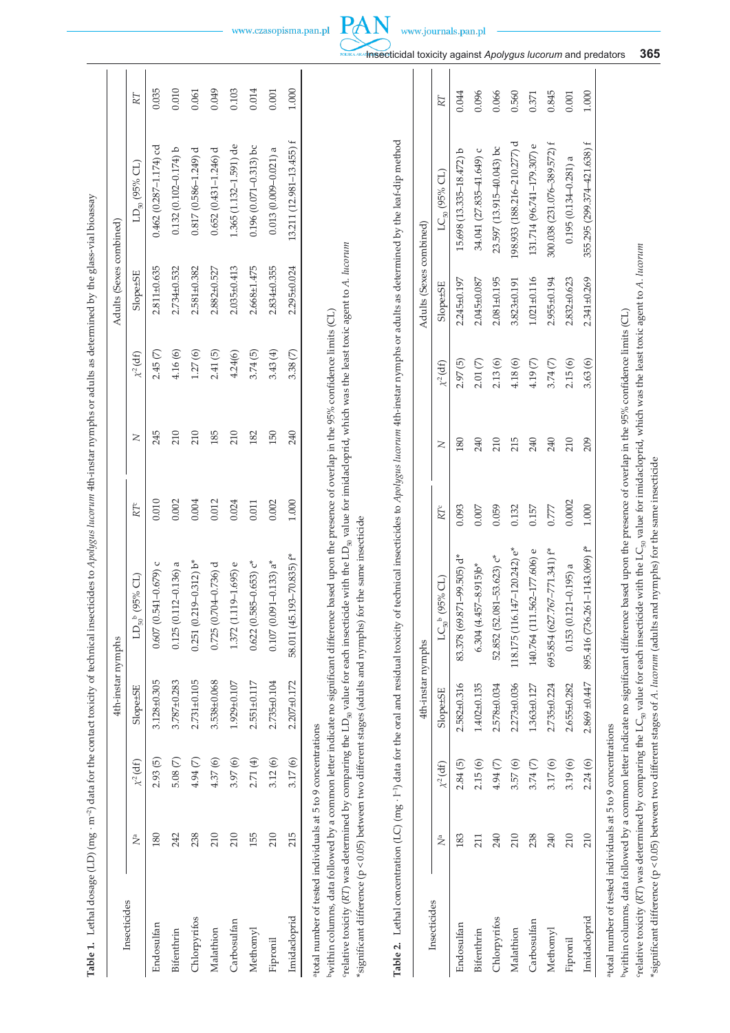**Table 1.** Lethal dosage (LD) (mg · m⁻²) data for the contact toxicity of technical insecticides to *Apolygus lucorum* 4th-instar nymphs or adults as determined by the glass-vial bioassay

| Insecticides | 4th-instar nymphs | | | | | Adults (Sexes combined) | | | | |
|---|---|---|---|---|---|---|---|---|---|---|
| | $N^a$ | $\chi^2$ (df) | Slope±SE | $LD_{50}$[b] (95% CL) | $RT^c$ | $N$ | $\chi^2$ (df) | Slope±SE | $LD_{50}$ (95% CL) | $RT$ |
| Endosulfan | 180 | 2.93 (5) | 3.128±0.305 | 0.607 (0.541–0.679) c | 0.010 | 245 | 2.45 (7) | 2.811±0.635 | 0.462 (0.287–1.174) cd | 0.035 |
| Bifenthrin | 242 | 5.08 (7) | 3.787±0.283 | 0.125 (0.112–0.136) a | 0.002 | 210 | 4.16 (6) | 2.734±0.532 | 0.132 (0.102–0.174) b | 0.010 |
| Chlorpyrifos | 238 | 4.94 (7) | 2.731±0.105 | 0.251 (0.219–0.312) b* | 0.004 | 210 | 1.27 (6) | 2.581±0.382 | 0.817 (0.586–1.249) d | 0.061 |
| Malathion | 210 | 4.37 (6) | 3.538±0.068 | 0.725 (0.704–0.736) d | 0.012 | 185 | 2.41 (5) | 2.882±0.527 | 0.652 (0.431–1.246) d | 0.049 |
| Carbosulfan | 210 | 3.97 (6) | 1.929±0.107 | 1.372 (1.119–1.695) e | 0.024 | 210 | 4.24(6) | 2.035±0.413 | 1.365 (1.132–1.591) de | 0.103 |
| Methomyl | 155 | 2.71 (4) | 2.551±0.117 | 0.622 (0.585–0.653) c* | 0.011 | 182 | 3.74 (5) | 2.668±1.475 | 0.196 (0.071–0.313) bc | 0.014 |
| Fipronil | 210 | 3.12 (6) | 2.735±0.104 | 0.107 (0.091–0.133) a* | 0.002 | 150 | 3.43 (4) | 2.834±0.355 | 0.013 (0.009–0.021) a | 0.001 |
| Imidacloprid | 215 | 3.17 (6) | 2.207±0.172 | 58.011 (45.193–70.835) f* | 1.000 | 240 | 3.38 (7) | 2.295±0.024 | 13.211 (12.981–13.455) f | 1.000 |

[a]total number of tested individuals at 5 to 9 concentrations
[b]within columns, data followed by a common letter indicate no significant difference based upon the presence of overlap in the 95% confidence limits (CL)
[c]relative toxicity (*RT*) was determined by comparing the $LD_{50}$ value for each insecticide with the $LD_{50}$ value for imidacloprid, which was the least toxic agent to *A. lucorum*
*significant difference ($p < 0.05$) between two different stages (adults and nymphs) for the same insecticide

**Table 2.** Lethal concentration (LC) (mg · l⁻¹) data for the oral and residual toxicity of technical insecticides to *Apolygus lucorum* 4th-instar nymphs or adults as determined by the leaf-dip method

| Insecticides | 4th-instar nymphs | | | | | Adults (Sexes combined) | | | | |
|---|---|---|---|---|---|---|---|---|---|---|
| | $N^a$ | $\chi^2$ (df) | Slope±SE | $LC_{50}$[b] (95% CL) | $RT^c$ | $N$ | $\chi^2$ (df) | Slope±SE | $LC_{50}$ (95% CL) | $RT$ |
| Endosulfan | 183 | 2.84 (5) | 2.582±0.316 | 83.378 (69.871–99.505) d* | 0.093 | 180 | 2.97 (5) | 2.245±0.197 | 15.698 (13.335–18.472) b | 0.044 |
| Bifenthrin | 211 | 2.15 (6) | 1.402±0.135 | 6.304 (4.457–8.915)b* | 0.007 | 240 | 2.01 (7) | 2.045±0.087 | 34.041 (27.835–41.649) c | 0.096 |
| Chlorpyrifos | 240 | 4.94 (7) | 2.578±0.034 | 52.852 (52.081–53.623) c* | 0.059 | 210 | 2.13 (6) | 2.081±0.195 | 23.597 (13.915–40.043) bc | 0.066 |
| Malathion | 210 | 3.57 (6) | 2.273±0.036 | 118.175 (116.147–120.242) e* | 0.132 | 215 | 4.18 (6) | 3.823±0.191 | 198.933 (188.216–210.277) d | 0.560 |
| Carbosulfan | 238 | 3.74 (7) | 1.363±0.127 | 140.764 (111.562–177.606) e | 0.157 | 240 | 4.19 (7) | 1.021±0.116 | 131.714 (96.741–179.307) e | 0.371 |
| Methomyl | 240 | 3.17 (6) | 2.735±0.224 | 695.854 (627.767–771.341) f* | 0.777 | 240 | 3.74 (7) | 2.955±0.194 | 300.038 (231.076–389.572) f | 0.845 |
| Fipronil | 210 | 3.19 (6) | 2.655±0.282 | 0.153 (0.121–0.195) a | 0.0002 | 210 | 2.15 (6) | 2.832±0.623 | 0.195 (0.134–0.281) a | 0.001 |
| Imidacloprid | 210 | 2.24 (6) | 2.869 ±0.447 | 895.416 (736.261–1143.069) f* | 1.000 | 209 | 3.63 (6) | 2.341±0.269 | 355.295 (299.374–421.638) f | 1.000 |

[a]total number of tested individuals at 5 to 9 concentrations
[b]within columns, data followed by a common letter indicate no significant difference based upon the presence of overlap in the 95% confidence limits (CL)
[c]relative toxicity (*RT*) was determined by comparing the $LC_{50}$ value for each insecticide with the $LC_{50}$ value for imidacloprid, which was the least toxic agent to *A. lucorum*
*significant difference ($p < 0.05$) between two different stages of *A. lucorum* (adults and nymphs) for the same insecticide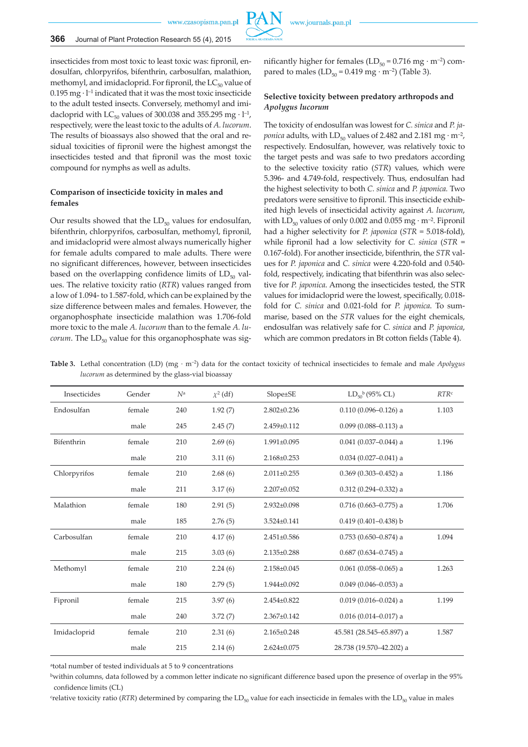insecticides from most toxic to least toxic was: fipronil, endosulfan, chlorpyrifos, bifenthrin, carbosulfan, malathion, methomyl, and imidacloprid. For fipronil, the $LC_{50}$ value of 0.195 mg · $l^{-1}$ indicated that it was the most toxic insecticide to the adult tested insects. Conversely, methomyl and imidacloprid with $LC_{50}$ values of 300.038 and 355.295 mg · $l^{-1}$, respectively, were the least toxic to the adults of *A. lucorum*. The results of bioassays also showed that the oral and residual toxicities of fipronil were the highest amongst the insecticides tested and that fipronil was the most toxic compound for nymphs as well as adults.

### Comparison of insecticide toxicity in males and females

Our results showed that the $LD_{50}$ values for endosulfan, bifenthrin, chlorpyrifos, carbosulfan, methomyl, fipronil, and imidacloprid were almost always numerically higher for female adults compared to male adults. There were no significant differences, however, between insecticides based on the overlapping confidence limits of $LD_{50}$ values. The relative toxicity ratio (*RTR*) values ranged from a low of 1.094- to 1.587-fold, which can be explained by the size difference between males and females. However, the organophosphate insecticide malathion was 1.706-fold more toxic to the male *A. lucorum* than to the female *A. lucorum*. The $LD_{50}$ value for this organophosphate was significantly higher for females ($LD_{50}$ = 0.716 mg · $m^{-2}$) compared to males ($LD_{50}$ = 0.419 mg · $m^{-2}$) (Table 3).

### Selective toxicity between predatory arthropods and *Apolygus lucorum*

The toxicity of endosulfan was lowest for *C. sinica* and *P. japonica* adults, with $LD_{50}$ values of 2.482 and 2.181 mg · $m^{-2}$, respectively. Endosulfan, however, was relatively toxic to the target pests and was safe to two predators according to the selective toxicity ratio (*STR*) values, which were 5.396- and 4.749-fold, respectively. Thus, endosulfan had the highest selectivity to both *C. sinica* and *P. japonica.* Two predators were sensitive to fipronil. This insecticide exhibited high levels of insecticidal activity against *A. lucorum*, with $LD_{50}$ values of only 0.002 and 0.055 mg · $m^{-2}$. Fipronil had a higher selectivity for *P. japonica* (*STR* = 5.018-fold), while fipronil had a low selectivity for *C. sinica* (*STR* = 0.167-fold). For another insecticide, bifenthrin, the *STR* values for *P. japonica* and *C. sinica* were 4.220-fold and 0.540-fold, respectively, indicating that bifenthrin was also selective for *P. japonica.* Among the insecticides tested, the STR values for imidacloprid were the lowest, specifically, 0.018-fold for *C. sinica* and 0.021-fold for *P. japonica*. To summarise, based on the *STR* values for the eight chemicals, endosulfan was relatively safe for *C. sinica* and *P. japonica*, which are common predators in Bt cotton fields (Table 4).

**Table 3.** Lethal concentration (LD) (mg · $m^{-2}$) data for the contact toxicity of technical insecticides to female and male *Apolygus lucorum* as determined by the glass-vial bioassay

| Insecticides | Gender | $N$[a] | $\chi^2$ (df) | Slope±SE | $LD_{50}$[b] (95% CL) | *RTR*[c] |
|---|---|---|---|---|---|---|
| Endosulfan | female | 240 | 1.92 (7) | 2.802±0.236 | 0.110 (0.096–0.126) a | 1.103 |
| | male | 245 | 2.45 (7) | 2.459±0.112 | 0.099 (0.088–0.113) a | |
| Bifenthrin | female | 210 | 2.69 (6) | 1.991±0.095 | 0.041 (0.037–0.044) a | 1.196 |
| | male | 210 | 3.11 (6) | 2.168±0.253 | 0.034 (0.027–0.041) a | |
| Chlorpyrifos | female | 210 | 2.68 (6) | 2.011±0.255 | 0.369 (0.303–0.452) a | 1.186 |
| | male | 211 | 3.17 (6) | 2.207±0.052 | 0.312 (0.294–0.332) a | |
| Malathion | female | 180 | 2.91 (5) | 2.932±0.098 | 0.716 (0.663–0.775) a | 1.706 |
| | male | 185 | 2.76 (5) | 3.524±0.141 | 0.419 (0.401–0.438) b | |
| Carbosulfan | female | 210 | 4.17 (6) | 2.451±0.586 | 0.753 (0.650–0.874) a | 1.094 |
| | male | 215 | 3.03 (6) | 2.135±0.288 | 0.687 (0.634–0.745) a | |
| Methomyl | female | 210 | 2.24 (6) | 2.158±0.045 | 0.061 (0.058–0.065) a | 1.263 |
| | male | 180 | 2.79 (5) | 1.944±0.092 | 0.049 (0.046–0.053) a | |
| Fipronil | female | 215 | 3.97 (6) | 2.454±0.822 | 0.019 (0.016–0.024) a | 1.199 |
| | male | 240 | 3.72 (7) | 2.367±0.142 | 0.016 (0.014–0.017) a | |
| Imidacloprid | female | 210 | 2.31 (6) | 2.165±0.248 | 45.581 (28.545–65.897) a | 1.587 |
| | male | 215 | 2.14 (6) | 2.624±0.075 | 28.738 (19.570–42.202) a | |

[a]total number of tested individuals at 5 to 9 concentrations

[b]within columns, data followed by a common letter indicate no significant difference based upon the presence of overlap in the 95% confidence limits (CL)

[c]relative toxicity ratio (*RTR*) determined by comparing the $LD_{50}$ value for each insecticide in females with the $LD_{50}$ value in males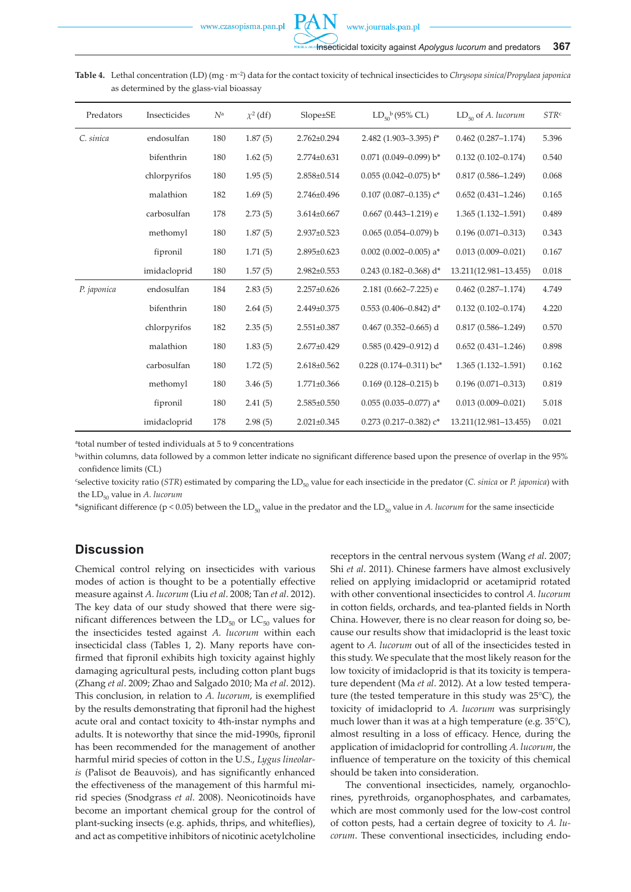**Table 4.** Lethal concentration (LD) (mg · m$^{-2}$) data for the contact toxicity of technical insecticides to *Chrysopa sinica*/*Propylaea japonica* as determined by the glass-vial bioassay

| Predators | Insecticides | $N^a$ | $\chi^2$ (df) | Slope±SE | $LD_{50}$[b] (95% CL) | $LD_{50}$ of *A. lucorum* | *STR*[c] |
|---|---|---|---|---|---|---|---|
| *C. sinica* | endosulfan | 180 | 1.87 (5) | 2.762±0.294 | 2.482 (1.903–3.395) f* | 0.462 (0.287–1.174) | 5.396 |
| | bifenthrin | 180 | 1.62 (5) | 2.774±0.631 | 0.071 (0.049–0.099) b* | 0.132 (0.102–0.174) | 0.540 |
| | chlorpyrifos | 180 | 1.95 (5) | 2.858±0.514 | 0.055 (0.042–0.075) b* | 0.817 (0.586–1.249) | 0.068 |
| | malathion | 182 | 1.69 (5) | 2.746±0.496 | 0.107 (0.087–0.135) c* | 0.652 (0.431–1.246) | 0.165 |
| | carbosulfan | 178 | 2.73 (5) | 3.614±0.667 | 0.667 (0.443–1.219) e | 1.365 (1.132–1.591) | 0.489 |
| | methomyl | 180 | 1.87 (5) | 2.937±0.523 | 0.065 (0.054–0.079) b | 0.196 (0.071–0.313) | 0.343 |
| | fipronil | 180 | 1.71 (5) | 2.895±0.623 | 0.002 (0.002–0.005) a* | 0.013 (0.009–0.021) | 0.167 |
| | imidacloprid | 180 | 1.57 (5) | 2.982±0.553 | 0.243 (0.182–0.368) d* | 13.211(12.981–13.455) | 0.018 |
| *P. japonica* | endosulfan | 184 | 2.83 (5) | 2.257±0.626 | 2.181 (0.662–7.225) e | 0.462 (0.287–1.174) | 4.749 |
| | bifenthrin | 180 | 2.64 (5) | 2.449±0.375 | 0.553 (0.406–0.842) d* | 0.132 (0.102–0.174) | 4.220 |
| | chlorpyrifos | 182 | 2.35 (5) | 2.551±0.387 | 0.467 (0.352–0.665) d | 0.817 (0.586–1.249) | 0.570 |
| | malathion | 180 | 1.83 (5) | 2.677±0.429 | 0.585 (0.429–0.912) d | 0.652 (0.431–1.246) | 0.898 |
| | carbosulfan | 180 | 1.72 (5) | 2.618±0.562 | 0.228 (0.174–0.311) bc* | 1.365 (1.132–1.591) | 0.162 |
| | methomyl | 180 | 3.46 (5) | 1.771±0.366 | 0.169 (0.128–0.215) b | 0.196 (0.071–0.313) | 0.819 |
| | fipronil | 180 | 2.41 (5) | 2.585±0.550 | 0.055 (0.035–0.077) a* | 0.013 (0.009–0.021) | 5.018 |
| | imidacloprid | 178 | 2.98 (5) | 2.021±0.345 | 0.273 (0.217–0.382) c* | 13.211(12.981–13.455) | 0.021 |

[a]total number of tested individuals at 5 to 9 concentrations

[b]within columns, data followed by a common letter indicate no significant difference based upon the presence of overlap in the 95% confidence limits (CL)

[c]selective toxicity ratio (*STR*) estimated by comparing the $LD_{50}$ value for each insecticide in the predator (*C. sinica* or *P. japonica*) with the $LD_{50}$ value in *A. lucorum*

*significant difference ($p < 0.05$) between the $LD_{50}$ value in the predator and the $LD_{50}$ value in *A. lucorum* for the same insecticide

## Discussion

Chemical control relying on insecticides with various modes of action is thought to be a potentially effective measure against *A. lucorum* (Liu *et al*. 2008; Tan *et al*. 2012). The key data of our study showed that there were significant differences between the $LD_{50}$ or $LC_{50}$ values for the insecticides tested against *A. lucorum* within each insecticidal class (Tables 1, 2). Many reports have confirmed that fipronil exhibits high toxicity against highly damaging agricultural pests, including cotton plant bugs (Zhang *et al*. 2009; Zhao and Salgado 2010; Ma *et al*. 2012). This conclusion, in relation to *A. lucorum*, is exemplified by the results demonstrating that fipronil had the highest acute oral and contact toxicity to 4th-instar nymphs and adults. It is noteworthy that since the mid-1990s, fipronil has been recommended for the management of another harmful mirid species of cotton in the U.S., *Lygus lineolaris* (Palisot de Beauvois), and has significantly enhanced the effectiveness of the management of this harmful mirid species (Snodgrass *et al*. 2008). Neonicotinoids have become an important chemical group for the control of plant-sucking insects (e.g. aphids, thrips, and whiteflies), and act as competitive inhibitors of nicotinic acetylcholine receptors in the central nervous system (Wang *et al*. 2007; Shi *et al*. 2011). Chinese farmers have almost exclusively relied on applying imidacloprid or acetamiprid rotated with other conventional insecticides to control *A. lucorum* in cotton fields, orchards, and tea-planted fields in North China. However, there is no clear reason for doing so, because our results show that imidacloprid is the least toxic agent to *A. lucorum* out of all of the insecticides tested in this study. We speculate that the most likely reason for the low toxicity of imidacloprid is that its toxicity is temperature dependent (Ma *et al*. 2012). At a low tested temperature (the tested temperature in this study was 25°C), the toxicity of imidacloprid to *A. lucorum* was surprisingly much lower than it was at a high temperature (e.g. 35°C), almost resulting in a loss of efficacy. Hence, during the application of imidacloprid for controlling *A. lucorum*, the influence of temperature on the toxicity of this chemical should be taken into consideration.

The conventional insecticides, namely, organochlorines, pyrethroids, organophosphates, and carbamates, which are most commonly used for the low-cost control of cotton pests, had a certain degree of toxicity to *A. lucorum*. These conventional insecticides, including endo-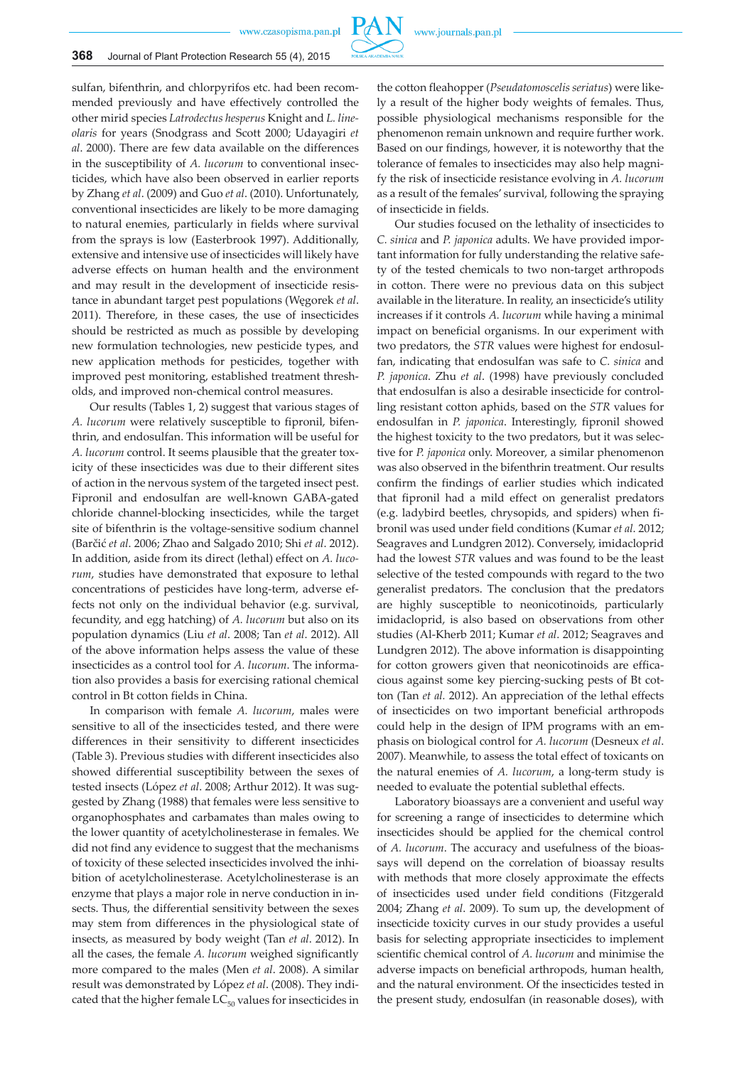sulfan, bifenthrin, and chlorpyrifos etc. had been recommended previously and have effectively controlled the other mirid species *Latrodectus hesperus* Knight and *L. lineolaris* for years (Snodgrass and Scott 2000; Udayagiri *et al*. 2000). There are few data available on the differences in the susceptibility of *A. lucorum* to conventional insecticides, which have also been observed in earlier reports by Zhang *et al*. (2009) and Guo *et al*. (2010). Unfortunately, conventional insecticides are likely to be more damaging to natural enemies, particularly in fields where survival from the sprays is low (Easterbrook 1997). Additionally, extensive and intensive use of insecticides will likely have adverse effects on human health and the environment and may result in the development of insecticide resistance in abundant target pest populations (Węgorek *et al*. 2011). Therefore, in these cases, the use of insecticides should be restricted as much as possible by developing new formulation technologies, new pesticide types, and new application methods for pesticides, together with improved pest monitoring, established treatment thresholds, and improved non-chemical control measures.

Our results (Tables 1, 2) suggest that various stages of *A. lucorum* were relatively susceptible to fipronil, bifenthrin, and endosulfan. This information will be useful for *A. lucorum* control. It seems plausible that the greater toxicity of these insecticides was due to their different sites of action in the nervous system of the targeted insect pest. Fipronil and endosulfan are well-known GABA-gated chloride channel-blocking insecticides, while the target site of bifenthrin is the voltage-sensitive sodium channel (Barčić *et al*. 2006; Zhao and Salgado 2010; Shi *et al*. 2012). In addition, aside from its direct (lethal) effect on *A. lucorum*, studies have demonstrated that exposure to lethal concentrations of pesticides have long-term, adverse effects not only on the individual behavior (e.g. survival, fecundity, and egg hatching) of *A. lucorum* but also on its population dynamics (Liu *et al*. 2008; Tan *et al*. 2012). All of the above information helps assess the value of these insecticides as a control tool for *A. lucorum*. The information also provides a basis for exercising rational chemical control in Bt cotton fields in China.

In comparison with female *A. lucorum*, males were sensitive to all of the insecticides tested, and there were differences in their sensitivity to different insecticides (Table 3). Previous studies with different insecticides also showed differential susceptibility between the sexes of tested insects (López *et al*. 2008; Arthur 2012). It was suggested by Zhang (1988) that females were less sensitive to organophosphates and carbamates than males owing to the lower quantity of acetylcholinesterase in females. We did not find any evidence to suggest that the mechanisms of toxicity of these selected insecticides involved the inhibition of acetylcholinesterase. Acetylcholinesterase is an enzyme that plays a major role in nerve conduction in insects. Thus, the differential sensitivity between the sexes may stem from differences in the physiological state of insects, as measured by body weight (Tan *et al*. 2012). In all the cases, the female *A. lucorum* weighed significantly more compared to the males (Men *et al*. 2008). A similar result was demonstrated by López *et al*. (2008). They indicated that the higher female $LC_{50}$ values for insecticides in the cotton fleahopper (*Pseudatomoscelis seriatus*) were likely a result of the higher body weights of females. Thus, possible physiological mechanisms responsible for the phenomenon remain unknown and require further work. Based on our findings, however, it is noteworthy that the tolerance of females to insecticides may also help magnify the risk of insecticide resistance evolving in *A. lucorum* as a result of the females' survival, following the spraying of insecticide in fields.

Our studies focused on the lethality of insecticides to *C. sinica* and *P. japonica* adults. We have provided important information for fully understanding the relative safety of the tested chemicals to two non-target arthropods in cotton. There were no previous data on this subject available in the literature. In reality, an insecticide's utility increases if it controls *A. lucorum* while having a minimal impact on beneficial organisms. In our experiment with two predators, the *STR* values were highest for endosulfan, indicating that endosulfan was safe to *C. sinica* and *P. japonica*. Zhu *et al*. (1998) have previously concluded that endosulfan is also a desirable insecticide for controlling resistant cotton aphids, based on the *STR* values for endosulfan in *P. japonica*. Interestingly, fipronil showed the highest toxicity to the two predators, but it was selective for *P. japonica* only. Moreover, a similar phenomenon was also observed in the bifenthrin treatment. Our results confirm the findings of earlier studies which indicated that fipronil had a mild effect on generalist predators (e.g. ladybird beetles, chrysopids, and spiders) when fibronil was used under field conditions (Kumar *et al*. 2012; Seagraves and Lundgren 2012). Conversely, imidacloprid had the lowest *STR* values and was found to be the least selective of the tested compounds with regard to the two generalist predators. The conclusion that the predators are highly susceptible to neonicotinoids, particularly imidacloprid, is also based on observations from other studies (Al-Kherb 2011; Kumar *et al*. 2012; Seagraves and Lundgren 2012). The above information is disappointing for cotton growers given that neonicotinoids are efficacious against some key piercing-sucking pests of Bt cotton (Tan *et al.* 2012). An appreciation of the lethal effects of insecticides on two important beneficial arthropods could help in the design of IPM programs with an emphasis on biological control for *A. lucorum* (Desneux *et al*. 2007). Meanwhile, to assess the total effect of toxicants on the natural enemies of *A. lucorum*, a long-term study is needed to evaluate the potential sublethal effects.

Laboratory bioassays are a convenient and useful way for screening a range of insecticides to determine which insecticides should be applied for the chemical control of *A. lucorum*. The accuracy and usefulness of the bioassays will depend on the correlation of bioassay results with methods that more closely approximate the effects of insecticides used under field conditions (Fitzgerald 2004; Zhang *et al*. 2009). To sum up, the development of insecticide toxicity curves in our study provides a useful basis for selecting appropriate insecticides to implement scientific chemical control of *A. lucorum* and minimise the adverse impacts on beneficial arthropods, human health, and the natural environment. Of the insecticides tested in the present study, endosulfan (in reasonable doses), with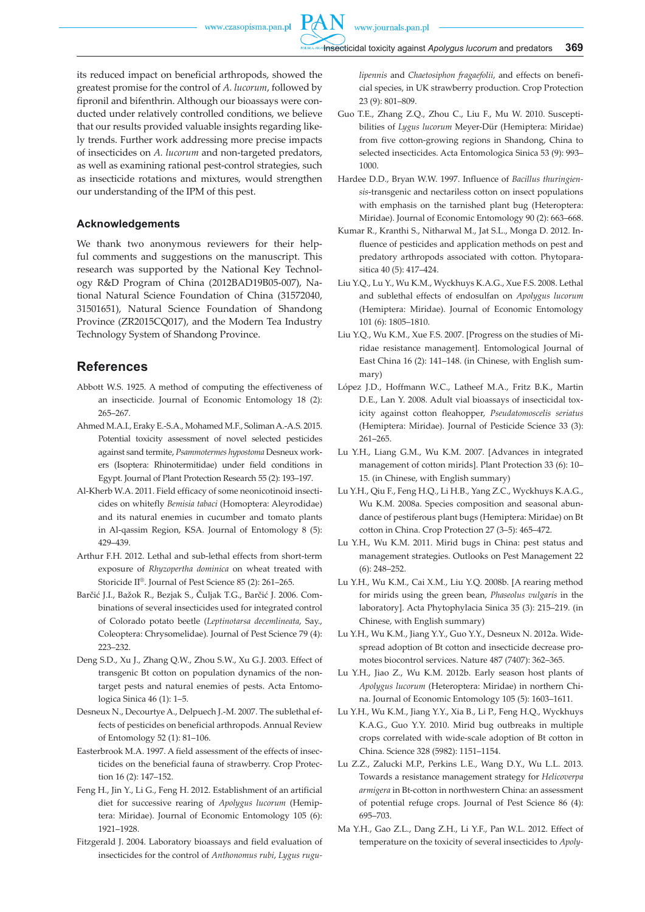its reduced impact on beneficial arthropods, showed the greatest promise for the control of *A. lucorum*, followed by fipronil and bifenthrin. Although our bioassays were conducted under relatively controlled conditions, we believe that our results provided valuable insights regarding likely trends. Further work addressing more precise impacts of insecticides on *A. lucorum* and non-targeted predators, as well as examining rational pest-control strategies, such as insecticide rotations and mixtures, would strengthen our understanding of the IPM of this pest.

## Acknowledgements

We thank two anonymous reviewers for their helpful comments and suggestions on the manuscript. This research was supported by the National Key Technology R&D Program of China (2012BAD19B05-007), National Natural Science Foundation of China (31572040, 31501651), Natural Science Foundation of Shandong Province (ZR2015CQ017), and the Modern Tea Industry Technology System of Shandong Province.

## References

Abbott W.S. 1925. A method of computing the effectiveness of an insecticide. Journal of Economic Entomology 18 (2): 265–267.

Ahmed M.A.I., Eraky E.-S.A., Mohamed M.F., Soliman A.-A.S. 2015. Potential toxicity assessment of novel selected pesticides against sand termite, *Psammotermes hypostoma* Desneux workers (Isoptera: Rhinotermitidae) under field conditions in Egypt. Journal of Plant Protection Research 55 (2): 193–197.

Al-Kherb W.A. 2011. Field efficacy of some neonicotinoid insecticides on whitefly *Bemisia tabaci* (Homoptera: Aleyrodidae) and its natural enemies in cucumber and tomato plants in Al-qassim Region, KSA. Journal of Entomology 8 (5): 429–439.

Arthur F.H. 2012. Lethal and sub-lethal effects from short-term exposure of *Rhyzopertha dominica* on wheat treated with Storicide II®. Journal of Pest Science 85 (2): 261–265.

Barčić J.I., Bažok R., Bezjak S., Čuljak T.G., Barčić J. 2006. Combinations of several insecticides used for integrated control of Colorado potato beetle (*Leptinotarsa decemlineata*, Say., Coleoptera: Chrysomelidae). Journal of Pest Science 79 (4): 223–232.

Deng S.D., Xu J., Zhang Q.W., Zhou S.W., Xu G.J. 2003. Effect of transgenic Bt cotton on population dynamics of the non-target pests and natural enemies of pests. Acta Entomologica Sinica 46 (1): 1–5.

Desneux N., Decourtye A., Delpuech J.-M. 2007. The sublethal effects of pesticides on beneficial arthropods. Annual Review of Entomology 52 (1): 81–106.

Easterbrook M.A. 1997. A field assessment of the effects of insecticides on the beneficial fauna of strawberry. Crop Protection 16 (2): 147–152.

Feng H., Jin Y., Li G., Feng H. 2012. Establishment of an artificial diet for successive rearing of *Apolygus lucorum* (Hemiptera: Miridae). Journal of Economic Entomology 105 (6): 1921–1928.

Fitzgerald J. 2004. Laboratory bioassays and field evaluation of insecticides for the control of *Anthonomus rubi*, *Lygus rugulipennis* and *Chaetosiphon fragaefolii*, and effects on beneficial species, in UK strawberry production. Crop Protection 23 (9): 801–809.

Guo T.E., Zhang Z.Q., Zhou C., Liu F., Mu W. 2010. Susceptibilities of *Lygus lucorum* Meyer-Dür (Hemiptera: Miridae) from five cotton-growing regions in Shandong, China to selected insecticides. Acta Entomologica Sinica 53 (9): 993–1000.

Hardee D.D., Bryan W.W. 1997. Influence of *Bacillus thuringiensis*-transgenic and nectariless cotton on insect populations with emphasis on the tarnished plant bug (Heteroptera: Miridae). Journal of Economic Entomology 90 (2): 663–668.

Kumar R., Kranthi S., Nitharwal M., Jat S.L., Monga D. 2012. Influence of pesticides and application methods on pest and predatory arthropods associated with cotton. Phytoparasitica 40 (5): 417–424.

Liu Y.Q., Lu Y., Wu K.M., Wyckhuys K.A.G., Xue F.S. 2008. Lethal and sublethal effects of endosulfan on *Apolygus lucorum* (Hemiptera: Miridae). Journal of Economic Entomology 101 (6): 1805–1810.

Liu Y.Q., Wu K.M., Xue F.S. 2007. [Progress on the studies of Miridae resistance management]. Entomological Journal of East China 16 (2): 141–148. (in Chinese, with English summary)

López J.D., Hoffmann W.C., Latheef M.A., Fritz B.K., Martin D.E., Lan Y. 2008. Adult vial bioassays of insecticidal toxicity against cotton fleahopper, *Pseudatomoscelis seriatus* (Hemiptera: Miridae). Journal of Pesticide Science 33 (3): 261–265.

Lu Y.H., Liang G.M., Wu K.M. 2007. [Advances in integrated management of cotton mirids]. Plant Protection 33 (6): 10–15. (in Chinese, with English summary)

Lu Y.H., Qiu F., Feng H.Q., Li H.B., Yang Z.C., Wyckhuys K.A.G., Wu K.M. 2008a. Species composition and seasonal abundance of pestiferous plant bugs (Hemiptera: Miridae) on Bt cotton in China. Crop Protection 27 (3–5): 465–472.

Lu Y.H., Wu K.M. 2011. Mirid bugs in China: pest status and management strategies. Outlooks on Pest Management 22 (6): 248–252.

Lu Y.H., Wu K.M., Cai X.M., Liu Y.Q. 2008b. [A rearing method for mirids using the green bean, *Phaseolus vulgaris* in the laboratory]. Acta Phytophylacia Sinica 35 (3): 215–219. (in Chinese, with English summary)

Lu Y.H., Wu K.M., Jiang Y.Y., Guo Y.Y., Desneux N. 2012a. Widespread adoption of Bt cotton and insecticide decrease promotes biocontrol services. Nature 487 (7407): 362–365.

Lu Y.H., Jiao Z., Wu K.M. 2012b. Early season host plants of *Apolygus lucorum* (Heteroptera: Miridae) in northern China. Journal of Economic Entomology 105 (5): 1603–1611.

Lu Y.H., Wu K.M., Jiang Y.Y., Xia B., Li P., Feng H.Q., Wyckhuys K.A.G., Guo Y.Y. 2010. Mirid bug outbreaks in multiple crops correlated with wide-scale adoption of Bt cotton in China. Science 328 (5982): 1151–1154.

Lu Z.Z., Zalucki M.P., Perkins L.E., Wang D.Y., Wu L.L. 2013. Towards a resistance management strategy for *Helicoverpa armigera* in Bt-cotton in northwestern China: an assessment of potential refuge crops. Journal of Pest Science 86 (4): 695–703.

Ma Y.H., Gao Z.L., Dang Z.H., Li Y.F., Pan W.L. 2012. Effect of temperature on the toxicity of several insecticides to *Apoly-*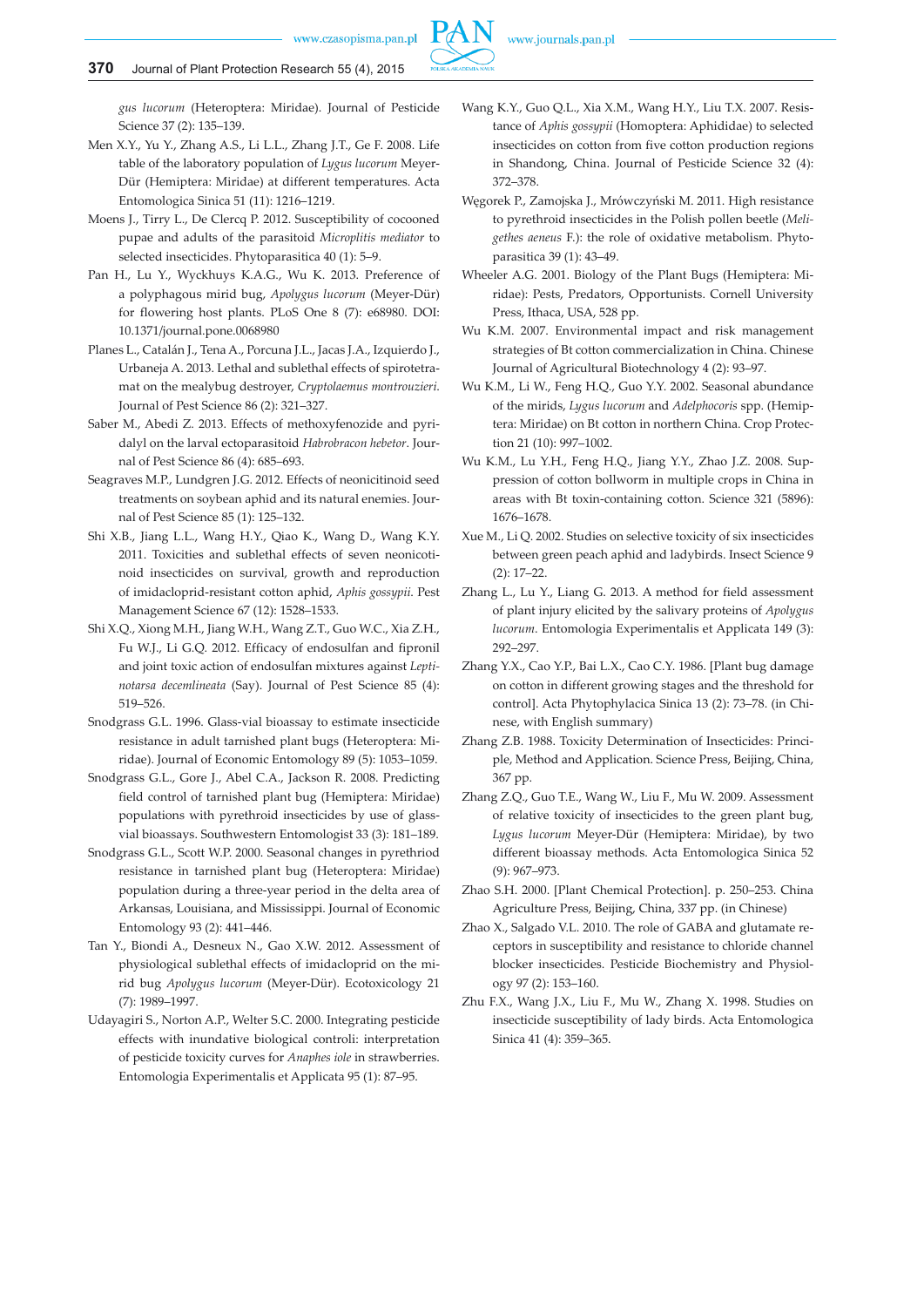*gus lucorum* (Heteroptera: Miridae). Journal of Pesticide Science 37 (2): 135–139.

Men X.Y., Yu Y., Zhang A.S., Li L.L., Zhang J.T., Ge F. 2008. Life table of the laboratory population of *Lygus lucorum* Meyer-Dür (Hemiptera: Miridae) at different temperatures. Acta Entomologica Sinica 51 (11): 1216–1219.

Moens J., Tirry L., De Clercq P. 2012. Susceptibility of cocooned pupae and adults of the parasitoid *Microplitis mediator* to selected insecticides. Phytoparasitica 40 (1): 5–9.

Pan H., Lu Y., Wyckhuys K.A.G., Wu K. 2013. Preference of a polyphagous mirid bug, *Apolygus lucorum* (Meyer-Dür) for flowering host plants. PLoS One 8 (7): e68980. DOI: 10.1371/journal.pone.0068980

Planes L., Catalán J., Tena A., Porcuna J.L., Jacas J.A., Izquierdo J., Urbaneja A. 2013. Lethal and sublethal effects of spirotetramat on the mealybug destroyer, *Cryptolaemus montrouzieri*. Journal of Pest Science 86 (2): 321–327.

Saber M., Abedi Z. 2013. Effects of methoxyfenozide and pyridalyl on the larval ectoparasitoid *Habrobracon hebetor*. Journal of Pest Science 86 (4): 685–693.

Seagraves M.P., Lundgren J.G. 2012. Effects of neonicitinoid seed treatments on soybean aphid and its natural enemies. Journal of Pest Science 85 (1): 125–132.

Shi X.B., Jiang L.L., Wang H.Y., Qiao K., Wang D., Wang K.Y. 2011. Toxicities and sublethal effects of seven neonicotinoid insecticides on survival, growth and reproduction of imidacloprid-resistant cotton aphid, *Aphis gossypii*. Pest Management Science 67 (12): 1528–1533.

Shi X.Q., Xiong M.H., Jiang W.H., Wang Z.T., Guo W.C., Xia Z.H., Fu W.J., Li G.Q. 2012. Efficacy of endosulfan and fipronil and joint toxic action of endosulfan mixtures against *Leptinotarsa decemlineata* (Say). Journal of Pest Science 85 (4): 519–526.

Snodgrass G.L. 1996. Glass-vial bioassay to estimate insecticide resistance in adult tarnished plant bugs (Heteroptera: Miridae). Journal of Economic Entomology 89 (5): 1053–1059.

Snodgrass G.L., Gore J., Abel C.A., Jackson R. 2008. Predicting field control of tarnished plant bug (Hemiptera: Miridae) populations with pyrethroid insecticides by use of glass-vial bioassays. Southwestern Entomologist 33 (3): 181–189.

Snodgrass G.L., Scott W.P. 2000. Seasonal changes in pyrethriod resistance in tarnished plant bug (Heteroptera: Miridae) population during a three-year period in the delta area of Arkansas, Louisiana, and Mississippi. Journal of Economic Entomology 93 (2): 441–446.

Tan Y., Biondi A., Desneux N., Gao X.W. 2012. Assessment of physiological sublethal effects of imidacloprid on the mirid bug *Apolygus lucorum* (Meyer-Dür). Ecotoxicology 21 (7): 1989–1997.

Udayagiri S., Norton A.P., Welter S.C. 2000. Integrating pesticide effects with inundative biological controli: interpretation of pesticide toxicity curves for *Anaphes iole* in strawberries. Entomologia Experimentalis et Applicata 95 (1): 87–95.

Wang K.Y., Guo Q.L., Xia X.M., Wang H.Y., Liu T.X. 2007. Resistance of *Aphis gossypii* (Homoptera: Aphididae) to selected insecticides on cotton from five cotton production regions in Shandong, China. Journal of Pesticide Science 32 (4): 372–378.

Węgorek P., Zamojska J., Mrówczyński M. 2011. High resistance to pyrethroid insecticides in the Polish pollen beetle (*Meligethes aeneus* F.): the role of oxidative metabolism. Phytoparasitica 39 (1): 43–49.

Wheeler A.G. 2001. Biology of the Plant Bugs (Hemiptera: Miridae): Pests, Predators, Opportunists. Cornell University Press, Ithaca, USA, 528 pp.

Wu K.M. 2007. Environmental impact and risk management strategies of Bt cotton commercialization in China. Chinese Journal of Agricultural Biotechnology 4 (2): 93–97.

Wu K.M., Li W., Feng H.Q., Guo Y.Y. 2002. Seasonal abundance of the mirids, *Lygus lucorum* and *Adelphocoris* spp. (Hemiptera: Miridae) on Bt cotton in northern China. Crop Protection 21 (10): 997–1002.

Wu K.M., Lu Y.H., Feng H.Q., Jiang Y.Y., Zhao J.Z. 2008. Suppression of cotton bollworm in multiple crops in China in areas with Bt toxin-containing cotton. Science 321 (5896): 1676–1678.

Xue M., Li Q. 2002. Studies on selective toxicity of six insecticides between green peach aphid and ladybirds. Insect Science 9 (2): 17–22.

Zhang L., Lu Y., Liang G. 2013. A method for field assessment of plant injury elicited by the salivary proteins of *Apolygus lucorum*. Entomologia Experimentalis et Applicata 149 (3): 292–297.

Zhang Y.X., Cao Y.P., Bai L.X., Cao C.Y. 1986. [Plant bug damage on cotton in different growing stages and the threshold for control]. Acta Phytophylacica Sinica 13 (2): 73–78. (in Chinese, with English summary)

Zhang Z.B. 1988. Toxicity Determination of Insecticides: Principle, Method and Application. Science Press, Beijing, China, 367 pp.

Zhang Z.Q., Guo T.E., Wang W., Liu F., Mu W. 2009. Assessment of relative toxicity of insecticides to the green plant bug, *Lygus lucorum* Meyer-Dür (Hemiptera: Miridae), by two different bioassay methods. Acta Entomologica Sinica 52 (9): 967–973.

Zhao S.H. 2000. [Plant Chemical Protection]. p. 250–253. China Agriculture Press, Beijing, China, 337 pp. (in Chinese)

Zhao X., Salgado V.L. 2010. The role of GABA and glutamate receptors in susceptibility and resistance to chloride channel blocker insecticides. Pesticide Biochemistry and Physiology 97 (2): 153–160.

Zhu F.X., Wang J.X., Liu F., Mu W., Zhang X. 1998. Studies on insecticide susceptibility of lady birds. Acta Entomologica Sinica 41 (4): 359–365.